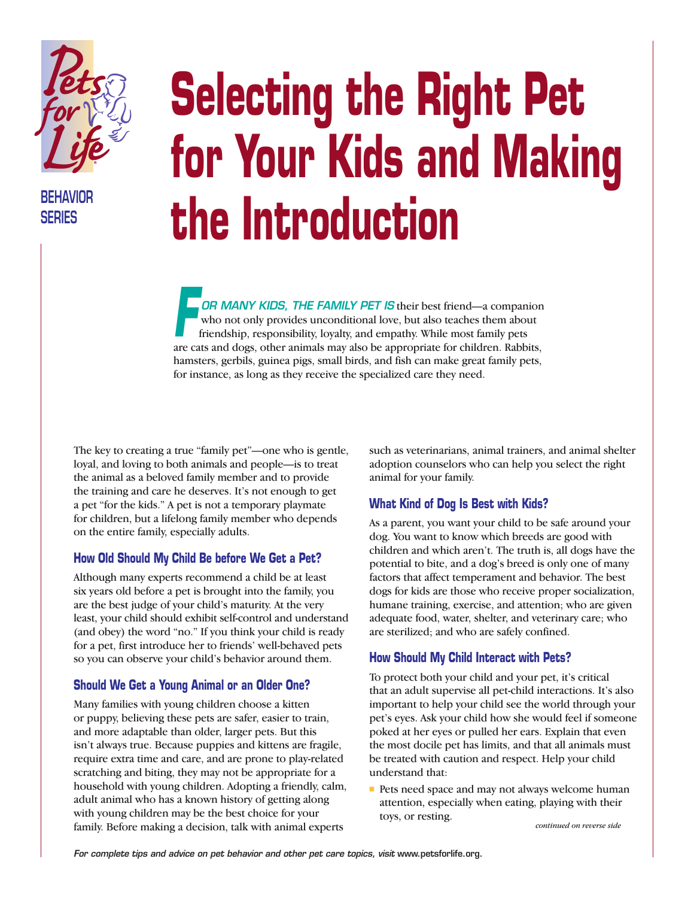Pets for Life

BEHAVIOR SERIES

# Selecting the Right Pet for Your Kids and Making the Introduction

***FOR MANY KIDS, THE FAMILY PET IS*** their best friend—a companion who not only provides unconditional love, but also teaches them about friendship, responsibility, loyalty, and empathy. While most family pets are cats and dogs, other animals may also be appropriate for children. Rabbits, hamsters, gerbils, guinea pigs, small birds, and fish can make great family pets, for instance, as long as they receive the specialized care they need.

The key to creating a true "family pet"—one who is gentle, loyal, and loving to both animals and people—is to treat the animal as a beloved family member and to provide the training and care he deserves. It's not enough to get a pet "for the kids." A pet is not a temporary playmate for children, but a lifelong family member who depends on the entire family, especially adults.

## How Old Should My Child Be before We Get a Pet?

Although many experts recommend a child be at least six years old before a pet is brought into the family, you are the best judge of your child's maturity. At the very least, your child should exhibit self-control and understand (and obey) the word "no." If you think your child is ready for a pet, first introduce her to friends' well-behaved pets so you can observe your child's behavior around them.

## Should We Get a Young Animal or an Older One?

Many families with young children choose a kitten or puppy, believing these pets are safer, easier to train, and more adaptable than older, larger pets. But this isn't always true. Because puppies and kittens are fragile, require extra time and care, and are prone to play-related scratching and biting, they may not be appropriate for a household with young children. Adopting a friendly, calm, adult animal who has a known history of getting along with young children may be the best choice for your family. Before making a decision, talk with animal experts such as veterinarians, animal trainers, and animal shelter adoption counselors who can help you select the right animal for your family.

## What Kind of Dog Is Best with Kids?

As a parent, you want your child to be safe around your dog. You want to know which breeds are good with children and which aren't. The truth is, all dogs have the potential to bite, and a dog's breed is only one of many factors that affect temperament and behavior. The best dogs for kids are those who receive proper socialization, humane training, exercise, and attention; who are given adequate food, water, shelter, and veterinary care; who are sterilized; and who are safely confined.

## How Should My Child Interact with Pets?

To protect both your child and your pet, it's critical that an adult supervise all pet-child interactions. It's also important to help your child see the world through your pet's eyes. Ask your child how she would feel if someone poked at her eyes or pulled her ears. Explain that even the most docile pet has limits, and that all animals must be treated with caution and respect. Help your child understand that:

- Pets need space and may not always welcome human attention, especially when eating, playing with their toys, or resting.

*continued on reverse side*

*For complete tips and advice on pet behavior and other pet care topics, visit* www.petsforlife.org.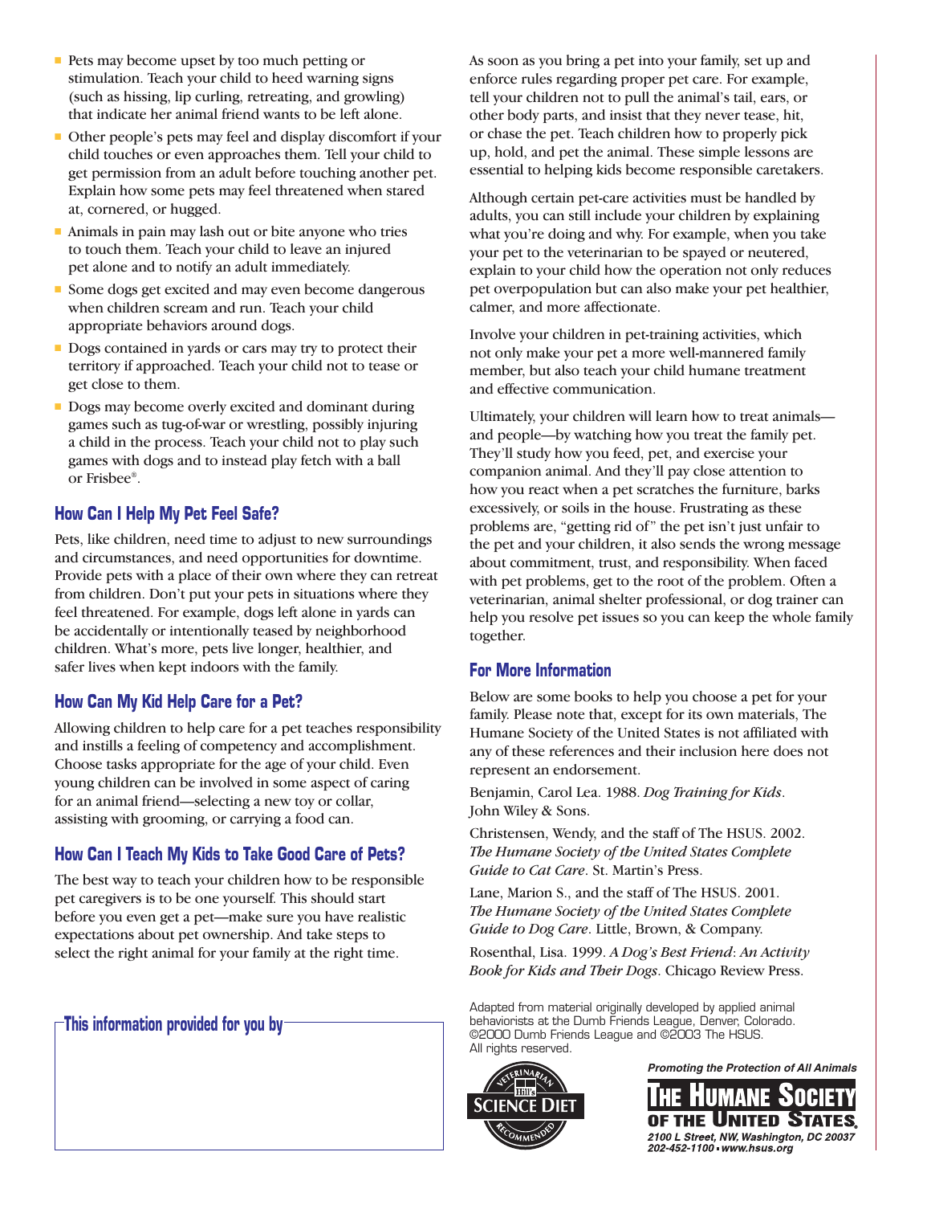- Pets may become upset by too much petting or stimulation. Teach your child to heed warning signs (such as hissing, lip curling, retreating, and growling) that indicate her animal friend wants to be left alone.
- Other people's pets may feel and display discomfort if your child touches or even approaches them. Tell your child to get permission from an adult before touching another pet. Explain how some pets may feel threatened when stared at, cornered, or hugged.
- Animals in pain may lash out or bite anyone who tries to touch them. Teach your child to leave an injured pet alone and to notify an adult immediately.
- Some dogs get excited and may even become dangerous when children scream and run. Teach your child appropriate behaviors around dogs.
- Dogs contained in yards or cars may try to protect their territory if approached. Teach your child not to tease or get close to them.
- Dogs may become overly excited and dominant during games such as tug-of-war or wrestling, possibly injuring a child in the process. Teach your child not to play such games with dogs and to instead play fetch with a ball or Frisbee®.

## How Can I Help My Pet Feel Safe?

Pets, like children, need time to adjust to new surroundings and circumstances, and need opportunities for downtime. Provide pets with a place of their own where they can retreat from children. Don't put your pets in situations where they feel threatened. For example, dogs left alone in yards can be accidentally or intentionally teased by neighborhood children. What's more, pets live longer, healthier, and safer lives when kept indoors with the family.

## How Can My Kid Help Care for a Pet?

Allowing children to help care for a pet teaches responsibility and instills a feeling of competency and accomplishment. Choose tasks appropriate for the age of your child. Even young children can be involved in some aspect of caring for an animal friend—selecting a new toy or collar, assisting with grooming, or carrying a food can.

## How Can I Teach My Kids to Take Good Care of Pets?

The best way to teach your children how to be responsible pet caregivers is to be one yourself. This should start before you even get a pet—make sure you have realistic expectations about pet ownership. And take steps to select the right animal for your family at the right time.

As soon as you bring a pet into your family, set up and enforce rules regarding proper pet care. For example, tell your children not to pull the animal's tail, ears, or other body parts, and insist that they never tease, hit, or chase the pet. Teach children how to properly pick up, hold, and pet the animal. These simple lessons are essential to helping kids become responsible caretakers.

Although certain pet-care activities must be handled by adults, you can still include your children by explaining what you're doing and why. For example, when you take your pet to the veterinarian to be spayed or neutered, explain to your child how the operation not only reduces pet overpopulation but can also make your pet healthier, calmer, and more affectionate.

Involve your children in pet-training activities, which not only make your pet a more well-mannered family member, but also teach your child humane treatment and effective communication.

Ultimately, your children will learn how to treat animals—and people—by watching how you treat the family pet. They'll study how you feed, pet, and exercise your companion animal. And they'll pay close attention to how you react when a pet scratches the furniture, barks excessively, or soils in the house. Frustrating as these problems are, "getting rid of" the pet isn't just unfair to the pet and your children, it also sends the wrong message about commitment, trust, and responsibility. When faced with pet problems, get to the root of the problem. Often a veterinarian, animal shelter professional, or dog trainer can help you resolve pet issues so you can keep the whole family together.

## For More Information

Below are some books to help you choose a pet for your family. Please note that, except for its own materials, The Humane Society of the United States is not affiliated with any of these references and their inclusion here does not represent an endorsement.

Benjamin, Carol Lea. 1988. *Dog Training for Kids*. John Wiley & Sons.

Christensen, Wendy, and the staff of The HSUS. 2002. *The Humane Society of the United States Complete Guide to Cat Care*. St. Martin's Press.

Lane, Marion S., and the staff of The HSUS. 2001. *The Humane Society of the United States Complete Guide to Dog Care*. Little, Brown, & Company.

Rosenthal, Lisa. 1999. *A Dog's Best Friend: An Activity Book for Kids and Their Dogs*. Chicago Review Press.

**This information provided for you by**

Adapted from material originally developed by applied animal behaviorists at the Dumb Friends League, Denver, Colorado. ©2000 Dumb Friends League and ©2003 The HSUS. All rights reserved.

Veterinarian Recommended Hill's Science Diet

*Promoting the Protection of All Animals*

**The Humane Society of the United States**

*2100 L Street, NW, Washington, DC 20037*
*202-452-1100 • www.hsus.org*